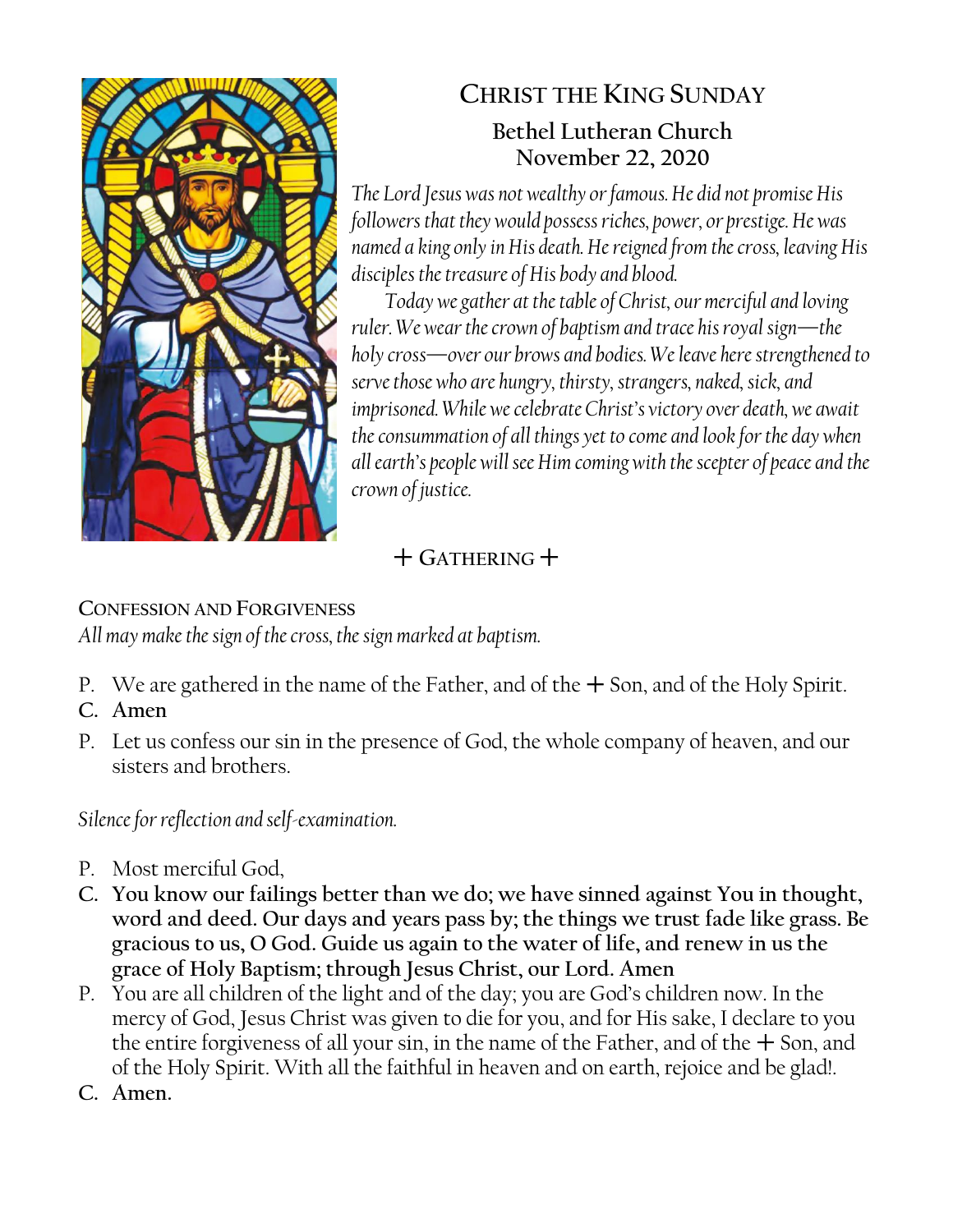# CHRIST THE KING SUNDAY

## Bethel Lutheran Church
## November 22, 2020

*The Lord Jesus was not wealthy or famous. He did not promise His followers that they would possess riches, power, or prestige. He was named a king only in His death. He reigned from the cross, leaving His disciples the treasure of His body and blood.*

*Today we gather at the table of Christ, our merciful and loving ruler. We wear the crown of baptism and trace his royal sign—the holy cross—over our brows and bodies. We leave here strengthened to serve those who are hungry, thirsty, strangers, naked, sick, and imprisoned. While we celebrate Christ's victory over death, we await the consummation of all things yet to come and look for the day when all earth's people will see Him coming with the scepter of peace and the crown of justice.*

## + GATHERING +

### CONFESSION AND FORGIVENESS

*All may make the sign of the cross, the sign marked at baptism.*

P. We are gathered in the name of the Father, and of the + Son, and of the Holy Spirit.

**C. Amen**

P. Let us confess our sin in the presence of God, the whole company of heaven, and our sisters and brothers.

*Silence for reflection and self-examination.*

P. Most merciful God,

**C. You know our failings better than we do; we have sinned against You in thought, word and deed. Our days and years pass by; the things we trust fade like grass. Be gracious to us, O God. Guide us again to the water of life, and renew in us the grace of Holy Baptism; through Jesus Christ, our Lord. Amen**

P. You are all children of the light and of the day; you are God's children now. In the mercy of God, Jesus Christ was given to die for you, and for His sake, I declare to you the entire forgiveness of all your sin, in the name of the Father, and of the + Son, and of the Holy Spirit. With all the faithful in heaven and on earth, rejoice and be glad!.

**C. Amen.**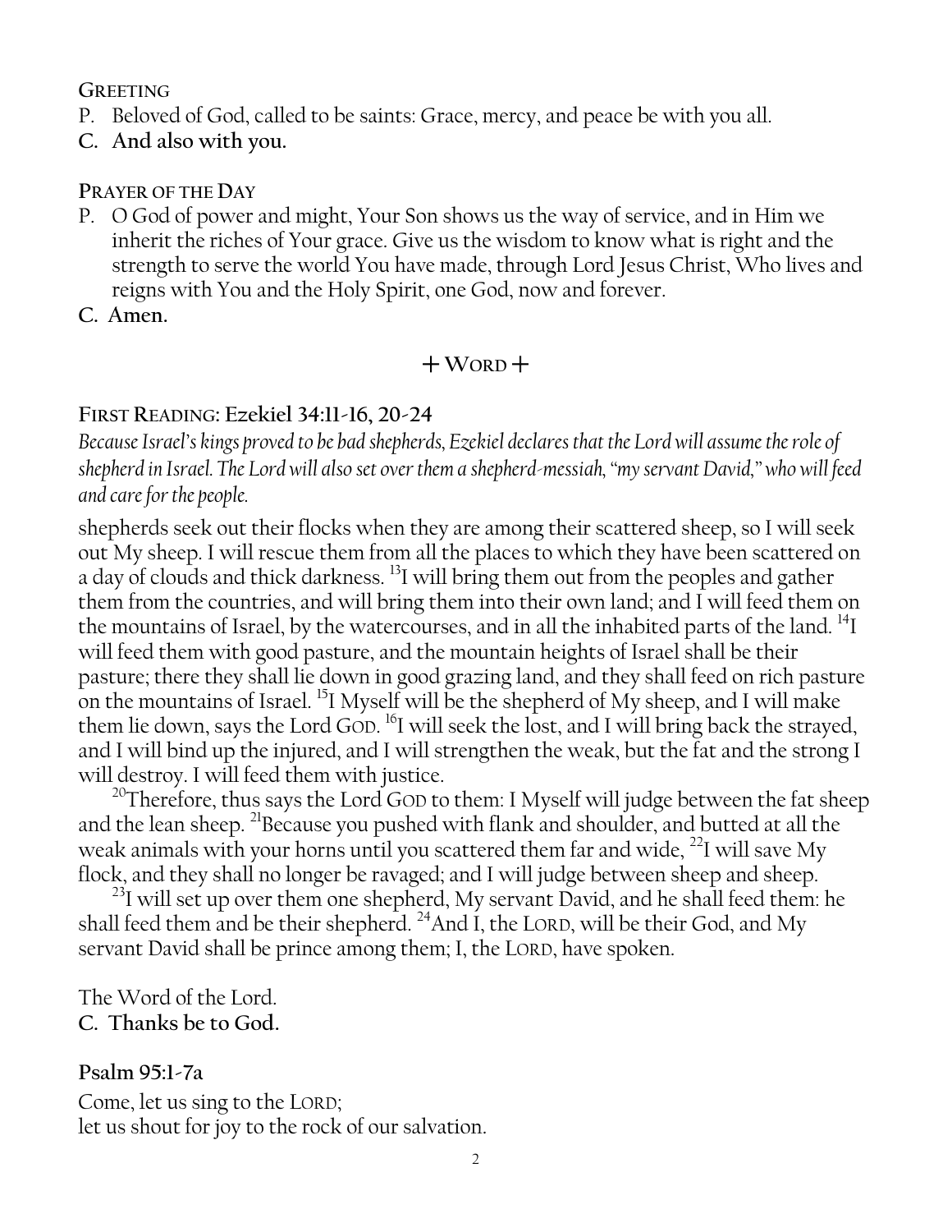**GREETING**

P. Beloved of God, called to be saints: Grace, mercy, and peace be with you all.

**C. And also with you.**

**PRAYER OF THE DAY**

P. O God of power and might, Your Son shows us the way of service, and in Him we inherit the riches of Your grace. Give us the wisdom to know what is right and the strength to serve the world You have made, through Lord Jesus Christ, Who lives and reigns with You and the Holy Spirit, one God, now and forever.

**C. Amen.**

## + WORD +

**FIRST READING: Ezekiel 34:11-16, 20-24**

*Because Israel's kings proved to be bad shepherds, Ezekiel declares that the Lord will assume the role of shepherd in Israel. The Lord will also set over them a shepherd-messiah, "my servant David," who will feed and care for the people.*

shepherds seek out their flocks when they are among their scattered sheep, so I will seek out My sheep. I will rescue them from all the places to which they have been scattered on a day of clouds and thick darkness. [13]I will bring them out from the peoples and gather them from the countries, and will bring them into their own land; and I will feed them on the mountains of Israel, by the watercourses, and in all the inhabited parts of the land. [14]I will feed them with good pasture, and the mountain heights of Israel shall be their pasture; there they shall lie down in good grazing land, and they shall feed on rich pasture on the mountains of Israel. [15]I Myself will be the shepherd of My sheep, and I will make them lie down, says the Lord GOD. [16]I will seek the lost, and I will bring back the strayed, and I will bind up the injured, and I will strengthen the weak, but the fat and the strong I will destroy. I will feed them with justice.

[20]Therefore, thus says the Lord GOD to them: I Myself will judge between the fat sheep and the lean sheep. [21]Because you pushed with flank and shoulder, and butted at all the weak animals with your horns until you scattered them far and wide, [22]I will save My flock, and they shall no longer be ravaged; and I will judge between sheep and sheep.

[23]I will set up over them one shepherd, My servant David, and he shall feed them: he shall feed them and be their shepherd. [24]And I, the LORD, will be their God, and My servant David shall be prince among them; I, the LORD, have spoken.

The Word of the Lord.

**C. Thanks be to God.**

**Psalm 95:1-7a**

Come, let us sing to the LORD;
let us shout for joy to the rock of our salvation.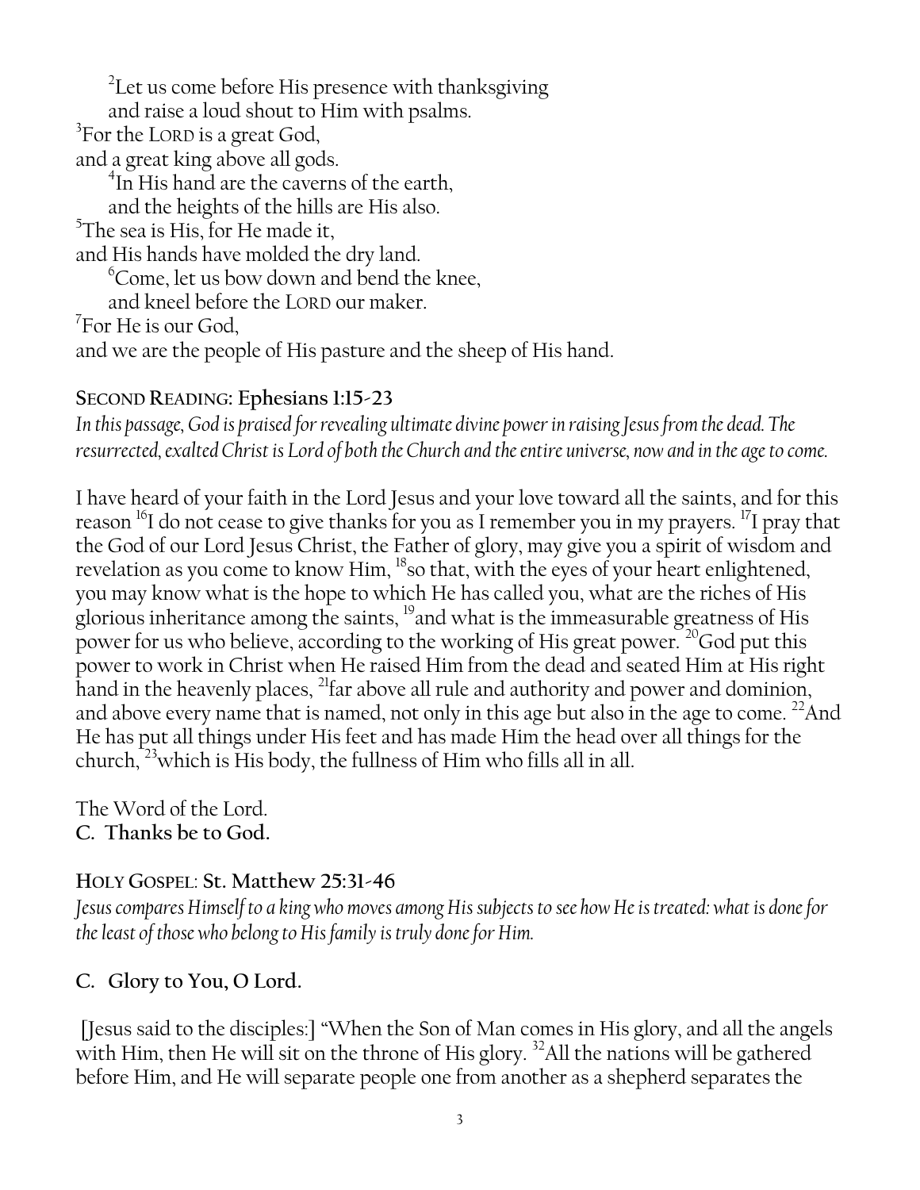[2]Let us come before His presence with thanksgiving
and raise a loud shout to Him with psalms.

[3]For the LORD is a great God,
and a great king above all gods.

[4]In His hand are the caverns of the earth,
and the heights of the hills are His also.

[5]The sea is His, for He made it,
and His hands have molded the dry land.

[6]Come, let us bow down and bend the knee,
and kneel before the LORD our maker.

[7]For He is our God,
and we are the people of His pasture and the sheep of His hand.

**SECOND READING: Ephesians 1:15-23**

*In this passage, God is praised for revealing ultimate divine power in raising Jesus from the dead. The resurrected, exalted Christ is Lord of both the Church and the entire universe, now and in the age to come.*

I have heard of your faith in the Lord Jesus and your love toward all the saints, and for this reason [16]I do not cease to give thanks for you as I remember you in my prayers. [17]I pray that the God of our Lord Jesus Christ, the Father of glory, may give you a spirit of wisdom and revelation as you come to know Him, [18]so that, with the eyes of your heart enlightened, you may know what is the hope to which He has called you, what are the riches of His glorious inheritance among the saints, [19]and what is the immeasurable greatness of His power for us who believe, according to the working of His great power. [20]God put this power to work in Christ when He raised Him from the dead and seated Him at His right hand in the heavenly places, [21]far above all rule and authority and power and dominion, and above every name that is named, not only in this age but also in the age to come. [22]And He has put all things under His feet and has made Him the head over all things for the church, [23]which is His body, the fullness of Him who fills all in all.

The Word of the Lord.
**C. Thanks be to God.**

**HOLY GOSPEL: St. Matthew 25:31-46**

*Jesus compares Himself to a king who moves among His subjects to see how He is treated: what is done for the least of those who belong to His family is truly done for Him.*

**C. Glory to You, O Lord.**

[Jesus said to the disciples:] "When the Son of Man comes in His glory, and all the angels with Him, then He will sit on the throne of His glory. [32]All the nations will be gathered before Him, and He will separate people one from another as a shepherd separates the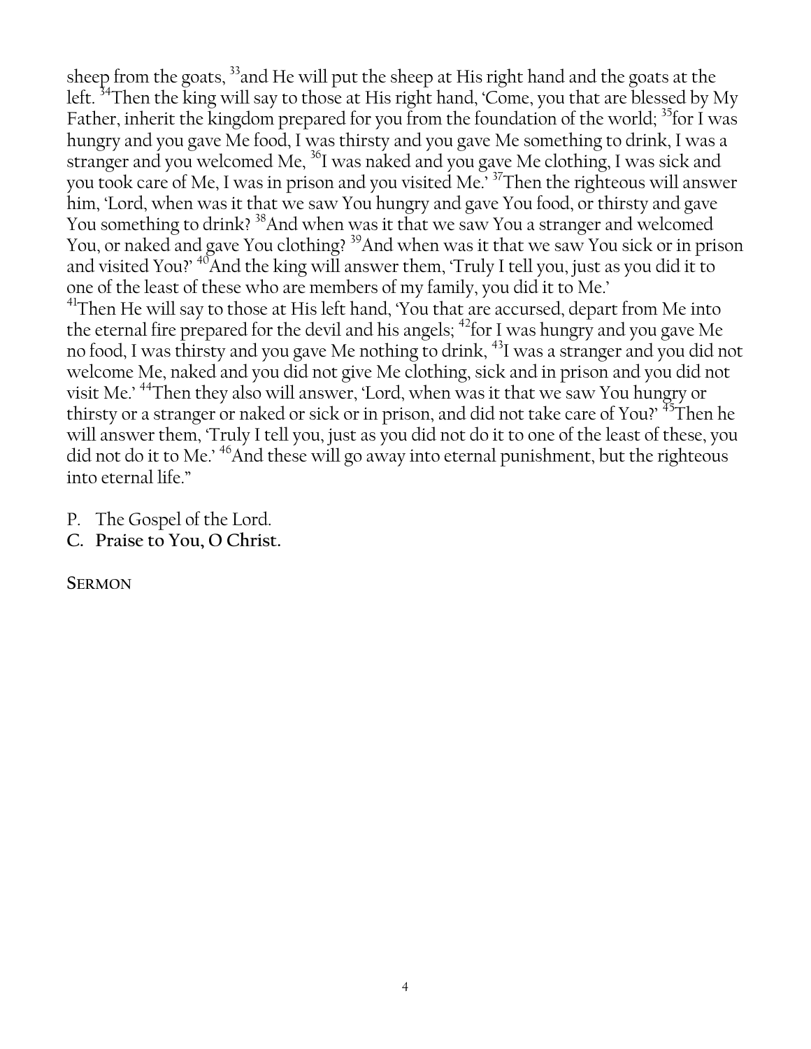sheep from the goats, [33]and He will put the sheep at His right hand and the goats at the left. [34]Then the king will say to those at His right hand, 'Come, you that are blessed by My Father, inherit the kingdom prepared for you from the foundation of the world; [35]for I was hungry and you gave Me food, I was thirsty and you gave Me something to drink, I was a stranger and you welcomed Me, [36]I was naked and you gave Me clothing, I was sick and you took care of Me, I was in prison and you visited Me.' [37]Then the righteous will answer him, 'Lord, when was it that we saw You hungry and gave You food, or thirsty and gave You something to drink? [38]And when was it that we saw You a stranger and welcomed You, or naked and gave You clothing? [39]And when was it that we saw You sick or in prison and visited You?' [40]And the king will answer them, 'Truly I tell you, just as you did it to one of the least of these who are members of my family, you did it to Me.'
[41]Then He will say to those at His left hand, 'You that are accursed, depart from Me into the eternal fire prepared for the devil and his angels; [42]for I was hungry and you gave Me no food, I was thirsty and you gave Me nothing to drink, [43]I was a stranger and you did not welcome Me, naked and you did not give Me clothing, sick and in prison and you did not visit Me.' [44]Then they also will answer, 'Lord, when was it that we saw You hungry or thirsty or a stranger or naked or sick or in prison, and did not take care of You?' [45]Then he will answer them, 'Truly I tell you, just as you did not do it to one of the least of these, you did not do it to Me.' [46]And these will go away into eternal punishment, but the righteous into eternal life."

P. The Gospel of the Lord.
**C. Praise to You, O Christ.**

**SERMON**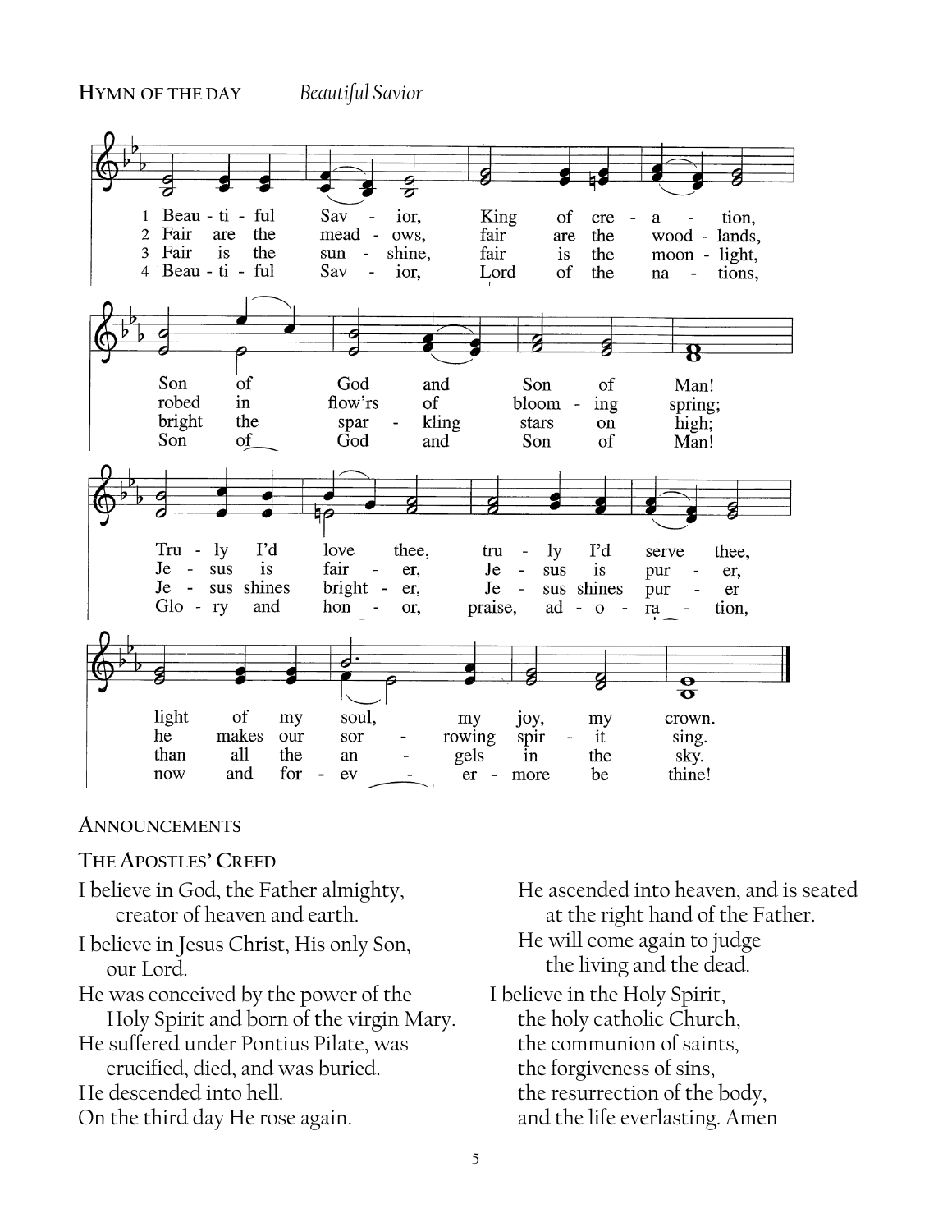**HYMN OF THE DAY** *Beautiful Savior*

1 Beau - ti - ful Sav - ior, King of cre - a - tion,
Son of God and Son of Man!
Tru - ly I'd love thee, tru - ly I'd serve thee,
light of my soul, my joy, my crown.

2 Fair are the mead - ows, fair are the wood - lands,
robed in flow'rs of bloom - ing spring;
Je - sus is fair - er, Je - sus is pur - er,
he makes our sor - rowing spir - it sing.

3 Fair is the sun - shine, fair is the moon - light,
bright the spar - kling stars on high;
Je - sus shines bright - er, Je - sus shines pur - er
than all the an - gels in the sky.

4 Beau - ti - ful Sav - ior, Lord of the na - tions,
Son of God and Son of Man!
Glo - ry and hon - or, praise, ad - o - ra - tion,
now and for - ev - er - more be thine!

**ANNOUNCEMENTS**

**THE APOSTLES' CREED**

I believe in God, the Father almighty,
creator of heaven and earth.
I believe in Jesus Christ, His only Son,
our Lord.
He was conceived by the power of the
Holy Spirit and born of the virgin Mary.
He suffered under Pontius Pilate, was
crucified, died, and was buried.
He descended into hell.
On the third day He rose again.
He ascended into heaven, and is seated
at the right hand of the Father.
He will come again to judge
the living and the dead.
I believe in the Holy Spirit,
the holy catholic Church,
the communion of saints,
the forgiveness of sins,
the resurrection of the body,
and the life everlasting. Amen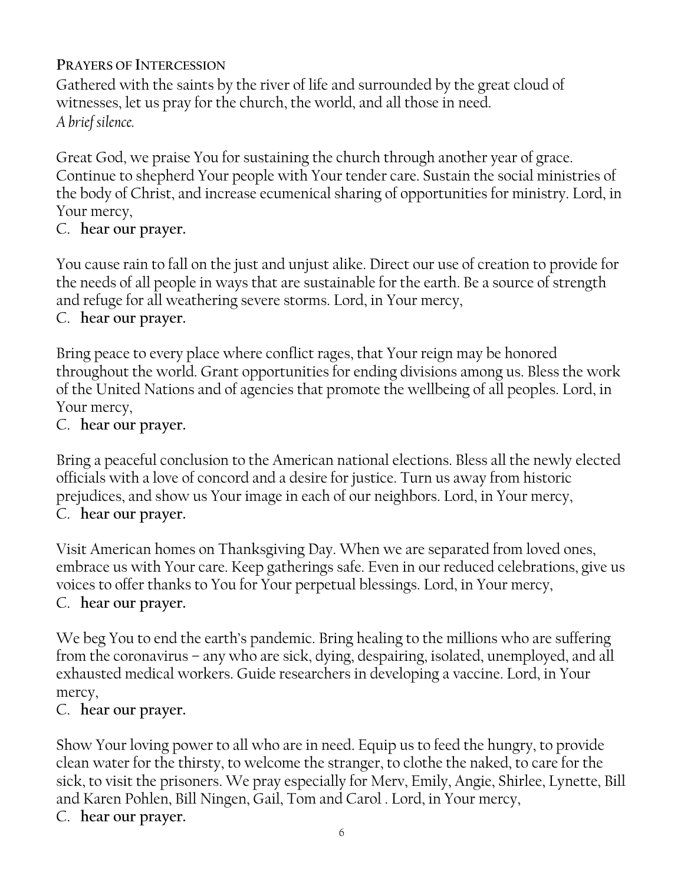**PRAYERS OF INTERCESSION**

Gathered with the saints by the river of life and surrounded by the great cloud of witnesses, let us pray for the church, the world, and all those in need.
*A brief silence.*

Great God, we praise You for sustaining the church through another year of grace. Continue to shepherd Your people with Your tender care. Sustain the social ministries of the body of Christ, and increase ecumenical sharing of opportunities for ministry. Lord, in Your mercy,
C. **hear our prayer.**

You cause rain to fall on the just and unjust alike. Direct our use of creation to provide for the needs of all people in ways that are sustainable for the earth. Be a source of strength and refuge for all weathering severe storms. Lord, in Your mercy,
C. **hear our prayer.**

Bring peace to every place where conflict rages, that Your reign may be honored throughout the world. Grant opportunities for ending divisions among us. Bless the work of the United Nations and of agencies that promote the wellbeing of all peoples. Lord, in Your mercy,
C. **hear our prayer.**

Bring a peaceful conclusion to the American national elections. Bless all the newly elected officials with a love of concord and a desire for justice. Turn us away from historic prejudices, and show us Your image in each of our neighbors. Lord, in Your mercy,
C. **hear our prayer.**

Visit American homes on Thanksgiving Day. When we are separated from loved ones, embrace us with Your care. Keep gatherings safe. Even in our reduced celebrations, give us voices to offer thanks to You for Your perpetual blessings. Lord, in Your mercy,
C. **hear our prayer.**

We beg You to end the earth's pandemic. Bring healing to the millions who are suffering from the coronavirus – any who are sick, dying, despairing, isolated, unemployed, and all exhausted medical workers. Guide researchers in developing a vaccine. Lord, in Your mercy,
C. **hear our prayer.**

Show Your loving power to all who are in need. Equip us to feed the hungry, to provide clean water for the thirsty, to welcome the stranger, to clothe the naked, to care for the sick, to visit the prisoners. We pray especially for Merv, Emily, Angie, Shirlee, Lynette, Bill and Karen Pohlen, Bill Ningen, Gail, Tom and Carol . Lord, in Your mercy,
C. **hear our prayer.**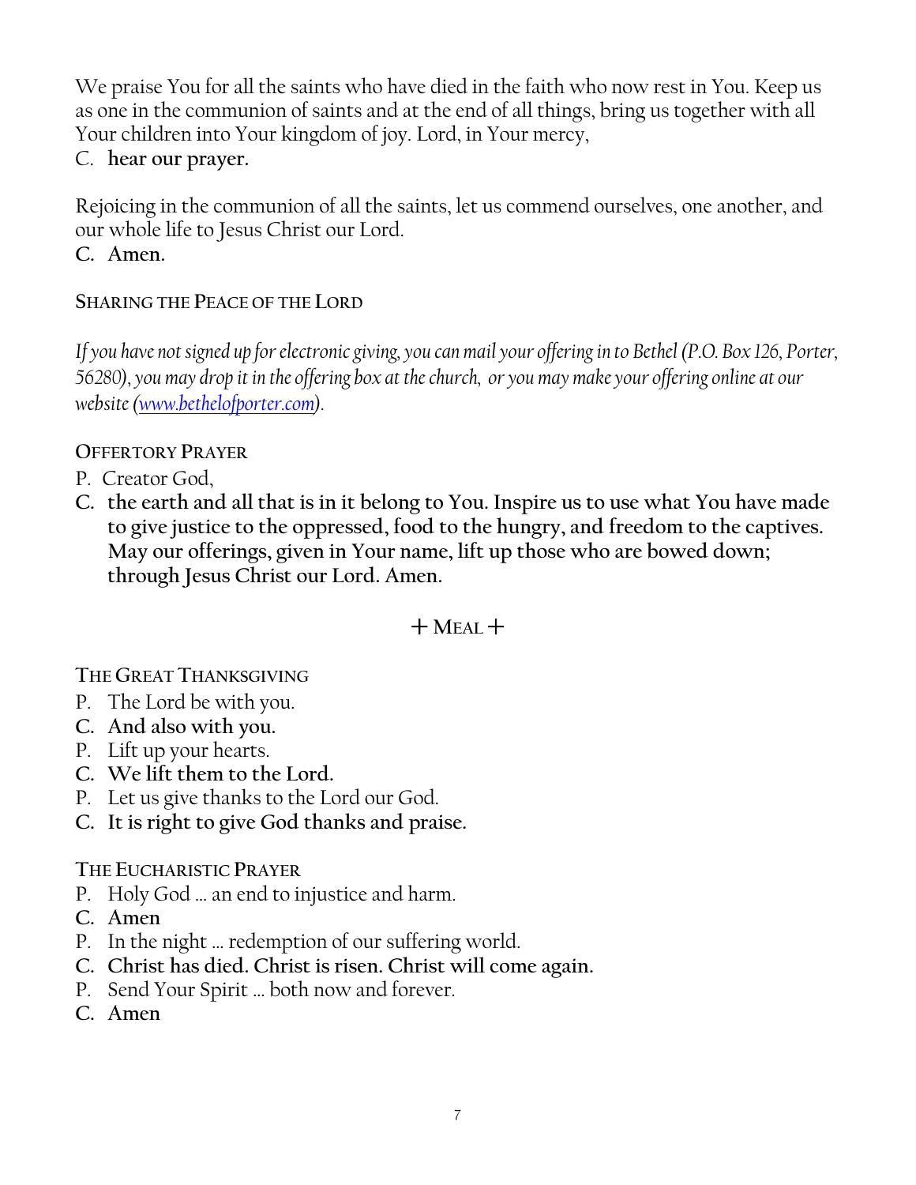We praise You for all the saints who have died in the faith who now rest in You. Keep us as one in the communion of saints and at the end of all things, bring us together with all Your children into Your kingdom of joy. Lord, in Your mercy,

C. **hear our prayer.**

Rejoicing in the communion of all the saints, let us commend ourselves, one another, and our whole life to Jesus Christ our Lord.

**C. Amen.**

### SHARING THE PEACE OF THE LORD

*If you have not signed up for electronic giving, you can mail your offering in to Bethel (P.O. Box 126, Porter, 56280), you may drop it in the offering box at the church, or you may make your offering online at our website ([www.bethelofporter.com](http://www.bethelofporter.com)).*

### OFFERTORY PRAYER

P. Creator God,

**C. the earth and all that is in it belong to You. Inspire us to use what You have made to give justice to the oppressed, food to the hungry, and freedom to the captives. May our offerings, given in Your name, lift up those who are bowed down; through Jesus Christ our Lord. Amen.**

## + MEAL +

### THE GREAT THANKSGIVING

P. The Lord be with you.

**C. And also with you.**

P. Lift up your hearts.

**C. We lift them to the Lord.**

P. Let us give thanks to the Lord our God.

**C. It is right to give God thanks and praise.**

### THE EUCHARISTIC PRAYER

P. Holy God … an end to injustice and harm.

**C. Amen**

P. In the night … redemption of our suffering world.

**C. Christ has died. Christ is risen. Christ will come again.**

P. Send Your Spirit … both now and forever.

**C. Amen**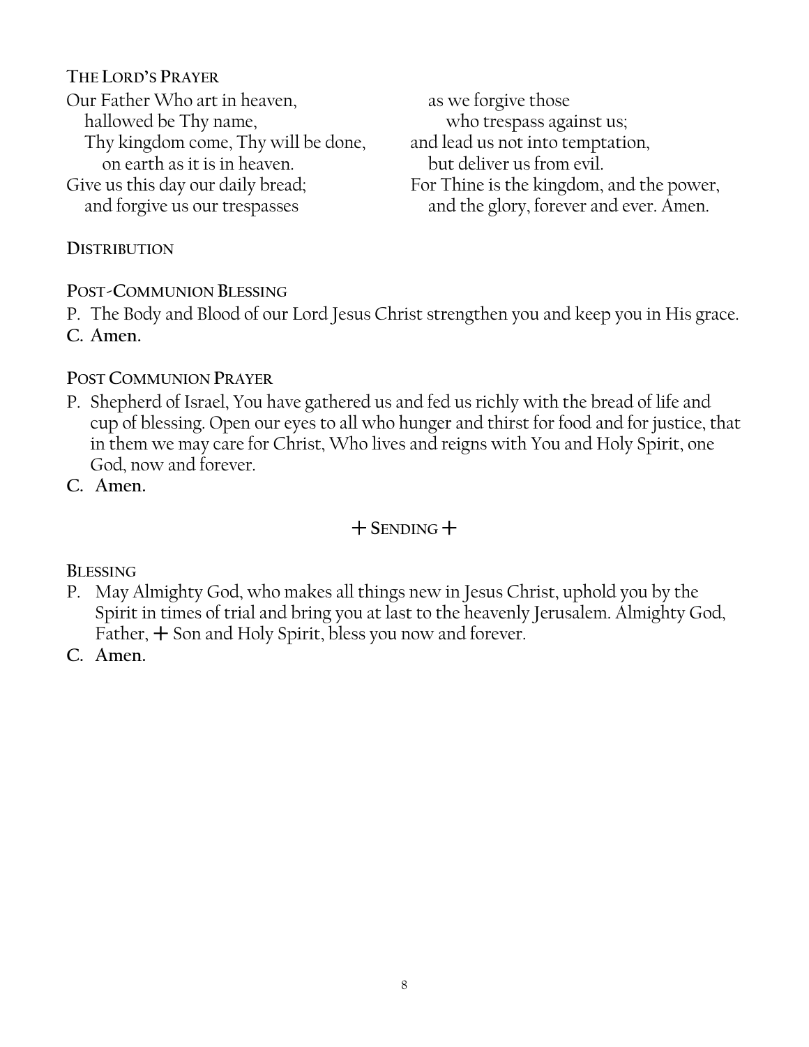**THE LORD'S PRAYER**

Our Father Who art in heaven,
hallowed be Thy name,
Thy kingdom come, Thy will be done,
on earth as it is in heaven.
Give us this day our daily bread;
and forgive us our trespasses
as we forgive those
who trespass against us;
and lead us not into temptation,
but deliver us from evil.
For Thine is the kingdom, and the power,
and the glory, forever and ever. Amen.

**DISTRIBUTION**

**POST-COMMUNION BLESSING**

P. The Body and Blood of our Lord Jesus Christ strengthen you and keep you in His grace.
**C. Amen.**

**POST COMMUNION PRAYER**

P. Shepherd of Israel, You have gathered us and fed us richly with the bread of life and cup of blessing. Open our eyes to all who hunger and thirst for food and for justice, that in them we may care for Christ, Who lives and reigns with You and Holy Spirit, one God, now and forever.
**C. Amen.**

## + SENDING +

**BLESSING**

P. May Almighty God, who makes all things new in Jesus Christ, uphold you by the Spirit in times of trial and bring you at last to the heavenly Jerusalem. Almighty God, Father, + Son and Holy Spirit, bless you now and forever.
**C. Amen.**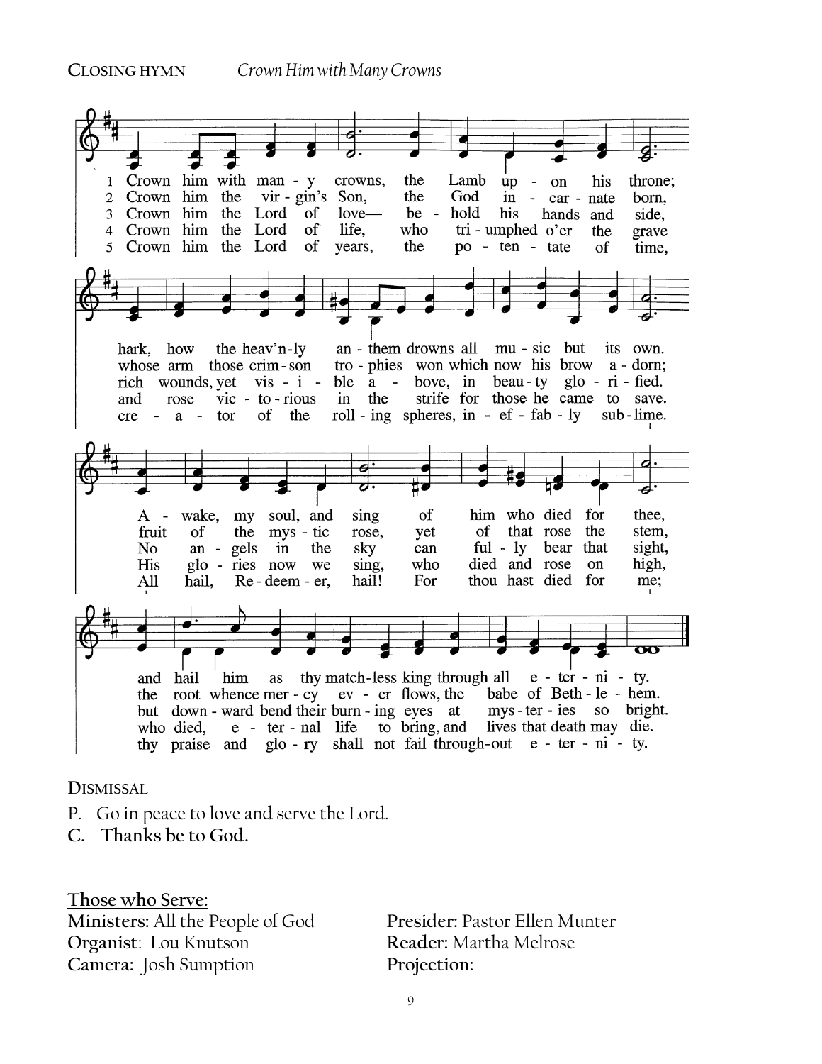**CLOSING HYMN** *Crown Him with Many Crowns*

1 Crown him with many crowns, the Lamb upon his throne;
hark, how the heav'nly anthem drowns all music but its own.
Awake, my soul, and sing of him who died for thee,
and hail him as thy matchless king through all eternity.

2 Crown him the virgin's Son, the God incarnate born,
whose arm those crimson trophies won which now his brow adorn;
fruit of the mystic rose, yet of that rose the stem,
the root whence mercy ever flows, the babe of Bethlehem.

3 Crown him the Lord of love— behold his hands and side,
rich wounds, yet visible above, in beauty glorified.
No angels in the sky can fully bear that sight,
but downward bend their burning eyes at mysteries so bright.

4 Crown him the Lord of life, who triumphed o'er the grave
and rose victorious in the strife for those he came to save.
His glories now we sing, who died and rose on high,
who died, eternal life to bring, and lives that death may die.

5 Crown him the Lord of years, the potentate of time,
creator of the rolling spheres, ineffably sublime.
All hail, Redeemer, hail! For thou hast died for me;
thy praise and glory shall not fail throughout eternity.

**DISMISSAL**

P. Go in peace to love and serve the Lord.
**C. Thanks be to God.**

**Those who Serve:**

**Ministers**: All the People of God
**Organist**: Lou Knutson
**Camera**: Josh Sumption
**Presider**: Pastor Ellen Munter
**Reader**: Martha Melrose
**Projection**: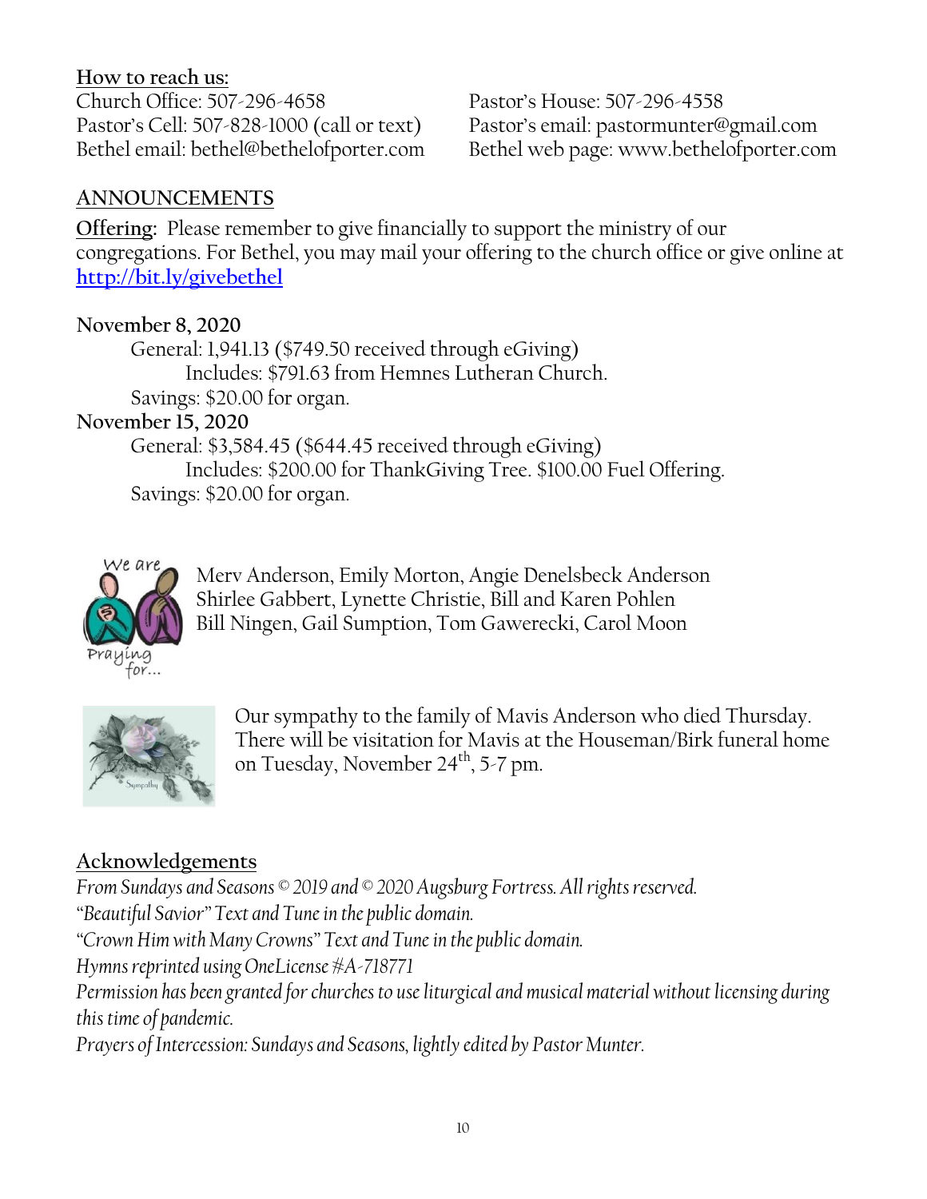**How to reach us:**

Church Office: 507-296-4658
Pastor's Cell: 507-828-1000 (call or text)
Bethel email: bethel@bethelofporter.com
Pastor's House: 507-296-4558
Pastor's email: pastormunter@gmail.com
Bethel web page: www.bethelofporter.com

## ANNOUNCEMENTS

**Offering:** Please remember to give financially to support the ministry of our congregations. For Bethel, you may mail your offering to the church office or give online at [http://bit.ly/givebethel](http://bit.ly/givebethel)

**November 8, 2020**

General: 1,941.13 ($749.50 received through eGiving)
Includes: $791.63 from Hemnes Lutheran Church.
Savings: $20.00 for organ.

**November 15, 2020**

General: $3,584.45 ($644.45 received through eGiving)
Includes: $200.00 for ThankGiving Tree. $100.00 Fuel Offering.
Savings: $20.00 for organ.

We are Praying for...

Merv Anderson, Emily Morton, Angie Denelsbeck Anderson
Shirlee Gabbert, Lynette Christie, Bill and Karen Pohlen
Bill Ningen, Gail Sumption, Tom Gawerecki, Carol Moon

Our sympathy to the family of Mavis Anderson who died Thursday. There will be visitation for Mavis at the Houseman/Birk funeral home on Tuesday, November 24th, 5-7 pm.

## Acknowledgements

*From Sundays and Seasons © 2019 and © 2020 Augsburg Fortress. All rights reserved.*
*"Beautiful Savior" Text and Tune in the public domain.*
*"Crown Him with Many Crowns" Text and Tune in the public domain.*
*Hymns reprinted using OneLicense #A-718771*
*Permission has been granted for churches to use liturgical and musical material without licensing during this time of pandemic.*
*Prayers of Intercession: Sundays and Seasons, lightly edited by Pastor Munter.*